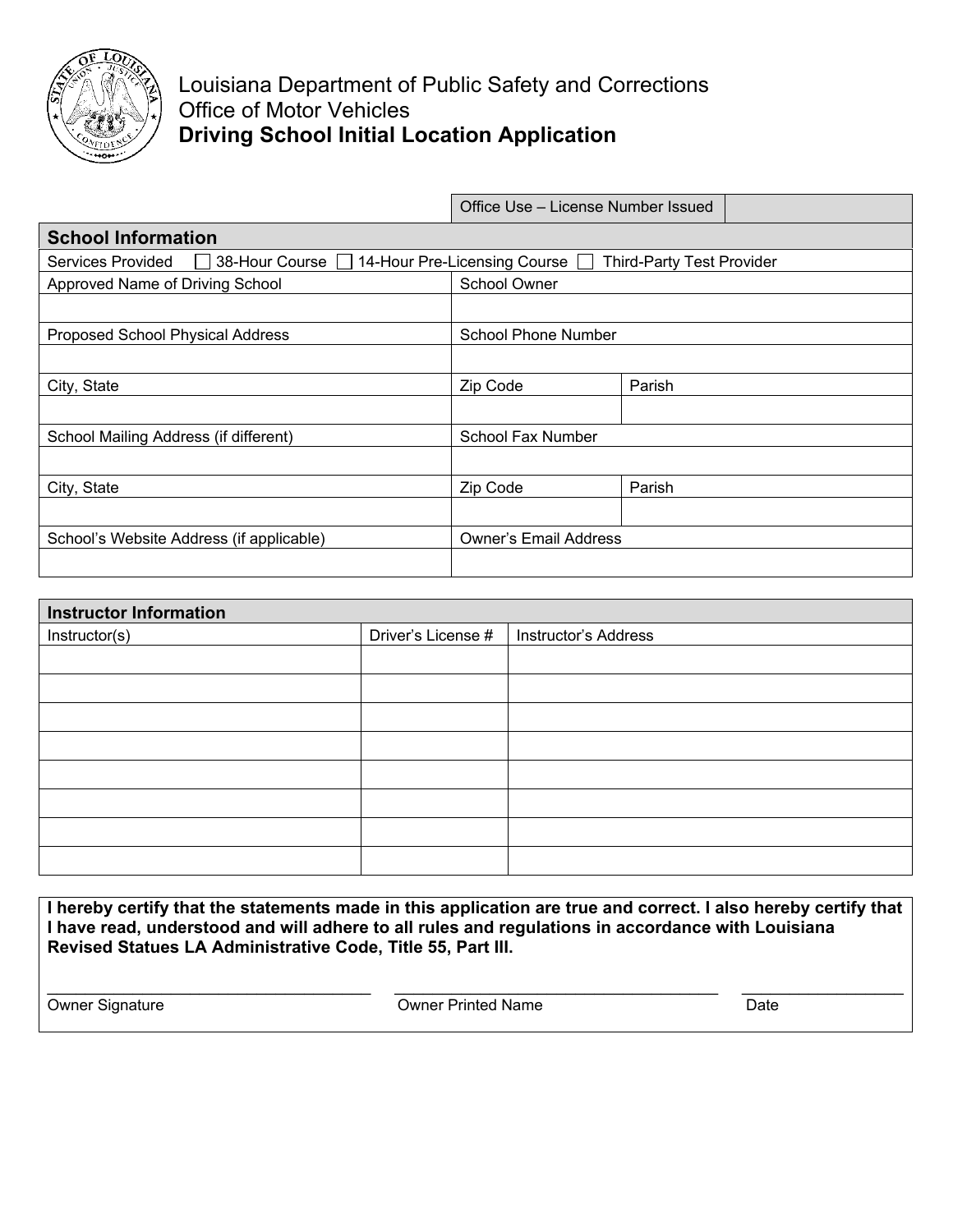Louisiana Department of Public Safety and Corrections
Office of Motor Vehicles

# Driving School Initial Location Application

| Office Use – License Number Issued | |
|---|---|

## School Information

Services Provided ☐ 38-Hour Course ☐ 14-Hour Pre-Licensing Course ☐ Third-Party Test Provider

| Approved Name of Driving School | School Owner | |
|---|---|---|
| | | |
| Proposed School Physical Address | School Phone Number | |
| | | |
| City, State | Zip Code | Parish |
| | | |
| School Mailing Address (if different) | School Fax Number | |
| | | |
| City, State | Zip Code | Parish |
| | | |
| School's Website Address (if applicable) | Owner's Email Address | |
| | | |

## Instructor Information

| Instructor(s) | Driver's License # | Instructor's Address |
|---|---|---|
| | | |
| | | |
| | | |
| | | |
| | | |
| | | |
| | | |
| | | |

**I hereby certify that the statements made in this application are true and correct. I also hereby certify that I have read, understood and will adhere to all rules and regulations in accordance with Louisiana Revised Statues LA Administrative Code, Title 55, Part III.**

_______________________________ _______________________________ _______________

Owner Signature Owner Printed Name Date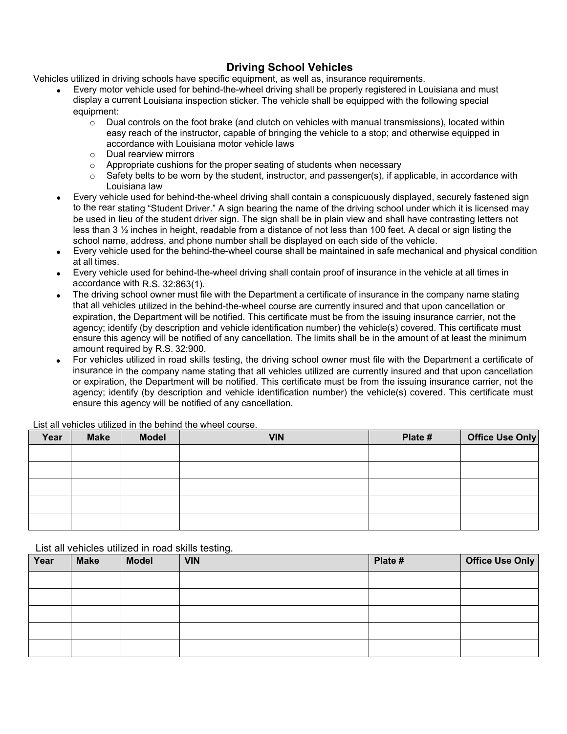# Driving School Vehicles

Vehicles utilized in driving schools have specific equipment, as well as, insurance requirements.

- Every motor vehicle used for behind-the-wheel driving shall be properly registered in Louisiana and must display a current Louisiana inspection sticker. The vehicle shall be equipped with the following special equipment:
  - Dual controls on the foot brake (and clutch on vehicles with manual transmissions), located within easy reach of the instructor, capable of bringing the vehicle to a stop; and otherwise equipped in accordance with Louisiana motor vehicle laws
  - Dual rearview mirrors
  - Appropriate cushions for the proper seating of students when necessary
  - Safety belts to be worn by the student, instructor, and passenger(s), if applicable, in accordance with Louisiana law
- Every vehicle used for behind-the-wheel driving shall contain a conspicuously displayed, securely fastened sign to the rear stating "Student Driver." A sign bearing the name of the driving school under which it is licensed may be used in lieu of the student driver sign. The sign shall be in plain view and shall have contrasting letters not less than 3 ½ inches in height, readable from a distance of not less than 100 feet. A decal or sign listing the school name, address, and phone number shall be displayed on each side of the vehicle.
- Every vehicle used for the behind-the-wheel course shall be maintained in safe mechanical and physical condition at all times.
- Every vehicle used for behind-the-wheel driving shall contain proof of insurance in the vehicle at all times in accordance with R.S. 32:863(1).
- The driving school owner must file with the Department a certificate of insurance in the company name stating that all vehicles utilized in the behind-the-wheel course are currently insured and that upon cancellation or expiration, the Department will be notified. This certificate must be from the issuing insurance carrier, not the agency; identify (by description and vehicle identification number) the vehicle(s) covered. This certificate must ensure this agency will be notified of any cancellation. The limits shall be in the amount of at least the minimum amount required by R.S. 32:900.
- For vehicles utilized in road skills testing, the driving school owner must file with the Department a certificate of insurance in the company name stating that all vehicles utilized are currently insured and that upon cancellation or expiration, the Department will be notified. This certificate must be from the issuing insurance carrier, not the agency; identify (by description and vehicle identification number) the vehicle(s) covered. This certificate must ensure this agency will be notified of any cancellation.

List all vehicles utilized in the behind the wheel course.

| Year | Make | Model | VIN | Plate # | Office Use Only |
|---|---|---|---|---|---|
| | | | | | |
| | | | | | |
| | | | | | |
| | | | | | |
| | | | | | |

List all vehicles utilized in road skills testing.

| Year | Make | Model | VIN | Plate # | Office Use Only |
|---|---|---|---|---|---|
| | | | | | |
| | | | | | |
| | | | | | |
| | | | | | |
| | | | | | |